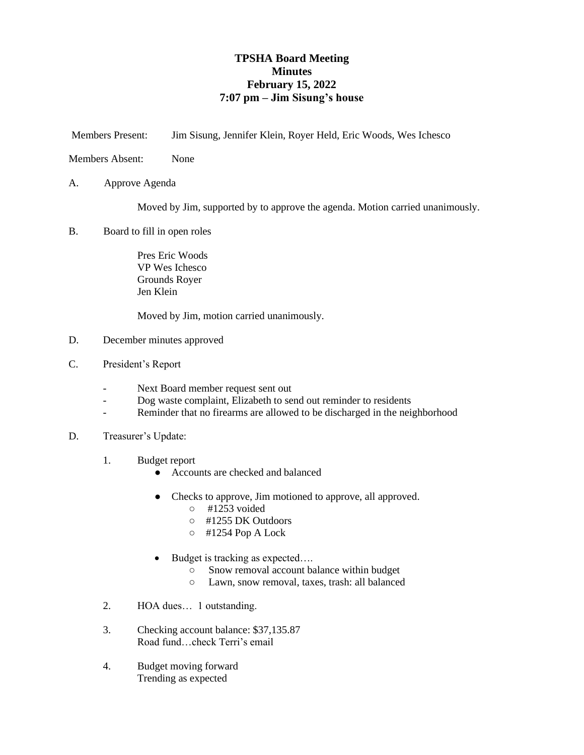# TPSHA Board Meeting
# Minutes
# February 15, 2022
# 7:07 pm – Jim Sisung's house

Members Present: Jim Sisung, Jennifer Klein, Royer Held, Eric Woods, Wes Ichesco

Members Absent: None

A. Approve Agenda

Moved by Jim, supported by to approve the agenda. Motion carried unanimously.

B. Board to fill in open roles

Pres Eric Woods
VP Wes Ichesco
Grounds Royer
Jen Klein

Moved by Jim, motion carried unanimously.

D. December minutes approved

C. President's Report

- Next Board member request sent out
- Dog waste complaint, Elizabeth to send out reminder to residents
- Reminder that no firearms are allowed to be discharged in the neighborhood

D. Treasurer's Update:

1. Budget report
   - Accounts are checked and balanced
   - Checks to approve, Jim motioned to approve, all approved.
     - #1253 voided
     - #1255 DK Outdoors
     - #1254 Pop A Lock
   - Budget is tracking as expected….
     - Snow removal account balance within budget
     - Lawn, snow removal, taxes, trash: all balanced

2. HOA dues… 1 outstanding.

3. Checking account balance: $37,135.87
   Road fund…check Terri's email

4. Budget moving forward
   Trending as expected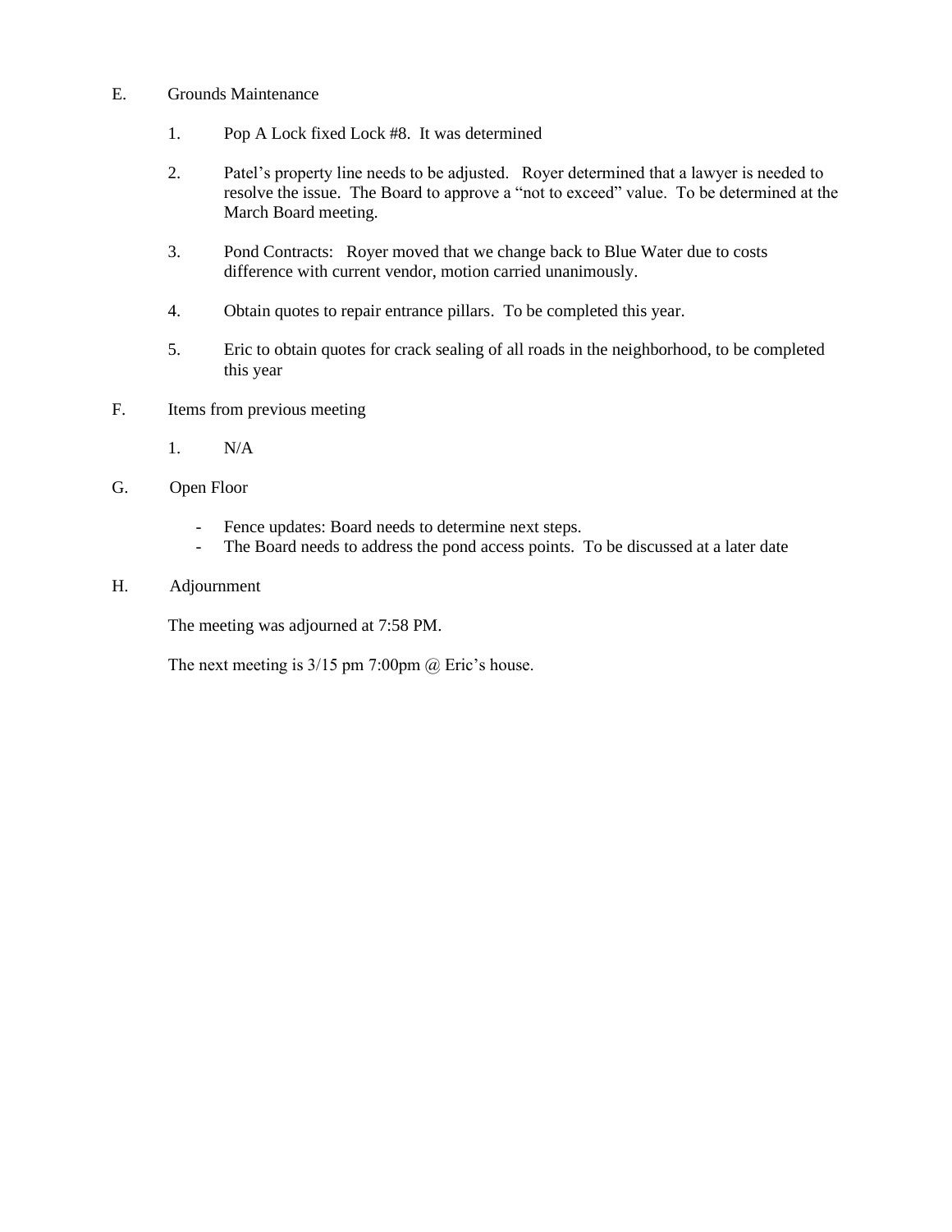E. Grounds Maintenance

1. Pop A Lock fixed Lock #8. It was determined

2. Patel's property line needs to be adjusted. Royer determined that a lawyer is needed to resolve the issue. The Board to approve a "not to exceed" value. To be determined at the March Board meeting.

3. Pond Contracts: Royer moved that we change back to Blue Water due to costs difference with current vendor, motion carried unanimously.

4. Obtain quotes to repair entrance pillars. To be completed this year.

5. Eric to obtain quotes for crack sealing of all roads in the neighborhood, to be completed this year

F. Items from previous meeting

1. N/A

G. Open Floor

- Fence updates: Board needs to determine next steps.
- The Board needs to address the pond access points. To be discussed at a later date

H. Adjournment

The meeting was adjourned at 7:58 PM.

The next meeting is 3/15 pm 7:00pm @ Eric's house.